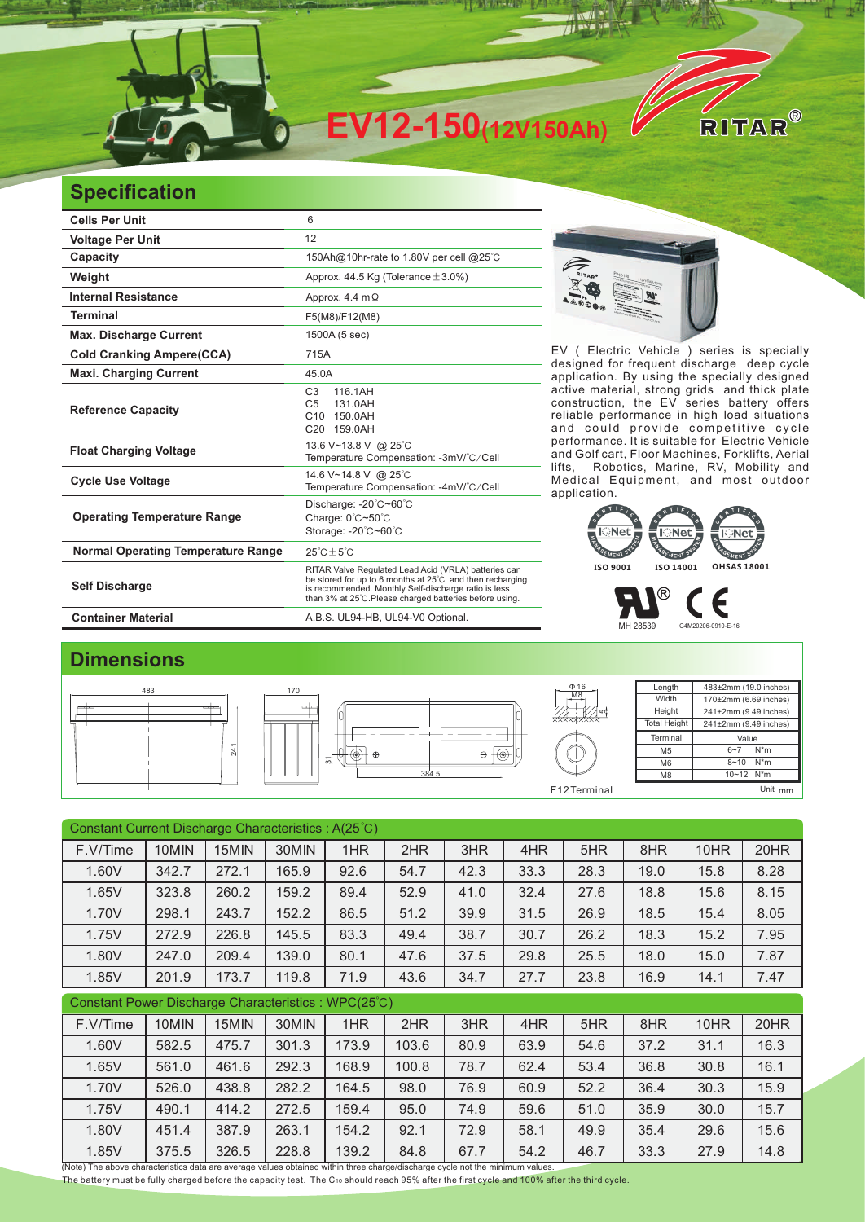# EV12-150(12V150Ah)

RITAR®

## Specification

| Cells Per Unit | 6 |
|---|---|
| Voltage Per Unit | 12 |
| Capacity | 150Ah@10hr-rate to 1.80V per cell @25℃ |
| Weight | Approx. 44.5 Kg (Tolerance±3.0%) |
| Internal Resistance | Approx. 4.4 mΩ |
| Terminal | F5(M8)/F12(M8) |
| Max. Discharge Current | 1500A (5 sec) |
| Cold Cranking Ampere(CCA) | 715A |
| Maxi. Charging Current | 45.0A |
| Reference Capacity | C3 116.1AH<br>C5 131.0AH<br>C10 150.0AH<br>C20 159.0AH |
| Float Charging Voltage | 13.6 V~13.8 V @ 25℃<br>Temperature Compensation: -3mV/℃/Cell |
| Cycle Use Voltage | 14.6 V~14.8 V @ 25℃<br>Temperature Compensation: -4mV/℃/Cell |
| Operating Temperature Range | Discharge: -20℃~60℃<br>Charge: 0℃~50℃<br>Storage: -20℃~60℃ |
| Normal Operating Temperature Range | 25℃±5℃ |
| Self Discharge | RITAR Valve Regulated Lead Acid (VRLA) batteries can be stored for up to 6 months at 25℃ and then recharging is recommended. Monthly Self-discharge ratio is less than 3% at 25℃.Please charged batteries before using. |
| Container Material | A.B.S. UL94-HB, UL94-V0 Optional. |

EV ( Electric Vehicle ) series is specially designed for frequent discharge deep cycle application. By using the specially designed active material, strong grids and thick plate construction, the EV series battery offers reliable performance in high load situations and could provide competitive cycle performance. It is suitable for Electric Vehicle and Golf cart, Floor Machines, Forklifts, Aerial lifts, Robotics, Marine, RV, Mobility and Medical Equipment, and most outdoor application.

ISO 9001 ISO 14001 OHSAS 18001

MH 28539 G4M20206-0910-E-16

## Dimensions

483 170 241 31 384.5 Φ16 M8 5

F12Terminal

| Length | 483±2mm (19.0 inches) |
|---|---|
| Width | 170±2mm (6.69 inches) |
| Height | 241±2mm (9.49 inches) |
| Total Height | 241±2mm (9.49 inches) |

| Terminal | Value |
|---|---|
| M5 | 6~7 N*m |
| M6 | 8~10 N*m |
| M8 | 10~12 N*m |

Unit: mm

Constant Current Discharge Characteristics : A(25℃)

| F.V/Time | 10MIN | 15MIN | 30MIN | 1HR | 2HR | 3HR | 4HR | 5HR | 8HR | 10HR | 20HR |
|---|---|---|---|---|---|---|---|---|---|---|---|
| 1.60V | 342.7 | 272.1 | 165.9 | 92.6 | 54.7 | 42.3 | 33.3 | 28.3 | 19.0 | 15.8 | 8.28 |
| 1.65V | 323.8 | 260.2 | 159.2 | 89.4 | 52.9 | 41.0 | 32.4 | 27.6 | 18.8 | 15.6 | 8.15 |
| 1.70V | 298.1 | 243.7 | 152.2 | 86.5 | 51.2 | 39.9 | 31.5 | 26.9 | 18.5 | 15.4 | 8.05 |
| 1.75V | 272.9 | 226.8 | 145.5 | 83.3 | 49.4 | 38.7 | 30.7 | 26.2 | 18.3 | 15.2 | 7.95 |
| 1.80V | 247.0 | 209.4 | 139.0 | 80.1 | 47.6 | 37.5 | 29.8 | 25.5 | 18.0 | 15.0 | 7.87 |
| 1.85V | 201.9 | 173.7 | 119.8 | 71.9 | 43.6 | 34.7 | 27.7 | 23.8 | 16.9 | 14.1 | 7.47 |

Constant Power Discharge Characteristics : WPC(25℃)

| F.V/Time | 10MIN | 15MIN | 30MIN | 1HR | 2HR | 3HR | 4HR | 5HR | 8HR | 10HR | 20HR |
|---|---|---|---|---|---|---|---|---|---|---|---|
| 1.60V | 582.5 | 475.7 | 301.3 | 173.9 | 103.6 | 80.9 | 63.9 | 54.6 | 37.2 | 31.1 | 16.3 |
| 1.65V | 561.0 | 461.6 | 292.3 | 168.9 | 100.8 | 78.7 | 62.4 | 53.4 | 36.8 | 30.8 | 16.1 |
| 1.70V | 526.0 | 438.8 | 282.2 | 164.5 | 98.0 | 76.9 | 60.9 | 52.2 | 36.4 | 30.3 | 15.9 |
| 1.75V | 490.1 | 414.2 | 272.5 | 159.4 | 95.0 | 74.9 | 59.6 | 51.0 | 35.9 | 30.0 | 15.7 |
| 1.80V | 451.4 | 387.9 | 263.1 | 154.2 | 92.1 | 72.9 | 58.1 | 49.9 | 35.4 | 29.6 | 15.6 |
| 1.85V | 375.5 | 326.5 | 228.8 | 139.2 | 84.8 | 67.7 | 54.2 | 46.7 | 33.3 | 27.9 | 14.8 |

(Note) The above characteristics data are average values obtained within three charge/discharge cycle not the minimum values.
The battery must be fully charged before the capacity test. The $C_{10}$ should reach 95% after the first cycle and 100% after the third cycle.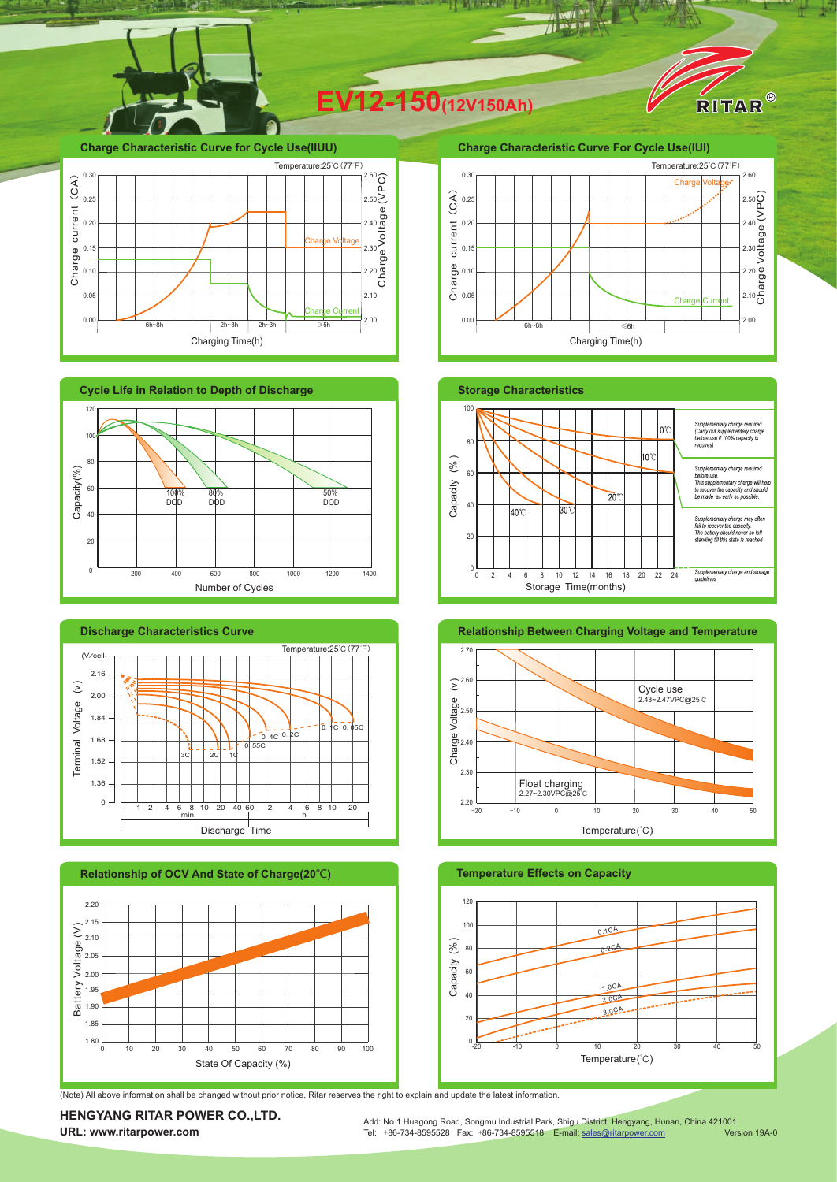# EV12-150(12V150Ah)

RITAR®

## Charge Characteristic Curve for Cycle Use(IIUU)

Temperature:25℃ (77℉)

Charge current (CA)

0.30
0.25
0.20
0.15
0.10
0.05
0.00

Charge Voltage (VPC)

2.60
2.50
2.40
2.30
2.20
2.10
2.00

Charge Voltage

Charge Current

6h~8h
2h~3h
2h~3h
≥5h

Charging Time(h)

## Charge Characteristic Curve For Cycle Use(IUI)

Temperature:25℃ (77℉)

Charge current (CA)

0.30
0.25
0.20
0.15
0.10
0.05
0.00

Charge Voltage (VPC)

2.60
2.50
2.40
2.30
2.20
2.10
2.00

Charge Voltage

Charge Current

6h~8h
≤6h

Charging Time(h)

## Cycle Life in Relation to Depth of Discharge

Capacity(%)

120
100
80
60
40
20
0

100% DOD
80% DOD
50% DOD

200
400
600
800
1000
1200
1400

Number of Cycles

## Storage Characteristics

Capacity (%)

100
80
60
40
20
0

0℃
10℃
20℃
30℃
40℃

0
2
4
6
8
10
12
14
16
18
20
22
24

Storage Time(months)

*Supplementary charge required (Carry out supplementary charge before use if 100% capacity is requires)*

*Supplementary charge required before use. This supplementary charge will help to recover the capacity and should be made as early as possible.*

*Supplementary charge may often fail to recover the capacity. The battery should never be left standing till this state is reached*

*Supplementary charge and storage guidelines*

## Discharge Characteristics Curve

Temperature:25℃ (77℉)

Terminal Voltage (v)

(V/cell)

2.16
2.00
1.84
1.68
1.52
1.36
0

3C
2C
1C
0.55C
0.4C
0.2C
0.1C
0.05C

1
2
4
6
8
10
20
40
60
2
4
6
8
10
20

min
h

Discharge Time

## Relationship Between Charging Voltage and Temperature

Charge Voltage (v)

2.70
2.60
2.50
2.40
2.30
2.20

Cycle use
2.43~2.47VPC@25℃

Float charging
2.27~2.30VPC@25℃

−20
−10
0
10
20
30
40
50

Temperature(℃)

## Relationship of OCV And State of Charge(20℃)

Battery Voltage (V)

2.20
2.15
2.10
2.05
2.00
1.95
1.90
1.85
1.80

0
10
20
30
40
50
60
70
80
90
100

State Of Capacity (%)

## Temperature Effects on Capacity

Capacity (%)

120
100
80
60
40
20
0

0.1CA
0.2CA
1.0CA
2.0CA
3.0CA

-20
-10
0
10
20
30
40
50

Temperature(℃)

(Note) All above information shall be changed without prior notice, Ritar reserves the right to explain and update the latest information.

**HENGYANG RITAR POWER CO.,LTD.**

**URL: www.ritarpower.com**

Add: No.1 Huagong Road, Songmu Industrial Park, Shigu District, Hengyang, Hunan, China 421001

Tel: +86-734-8595528 Fax: +86-734-8595518 E-mail: sales@ritarpower.com

Version 19A-0